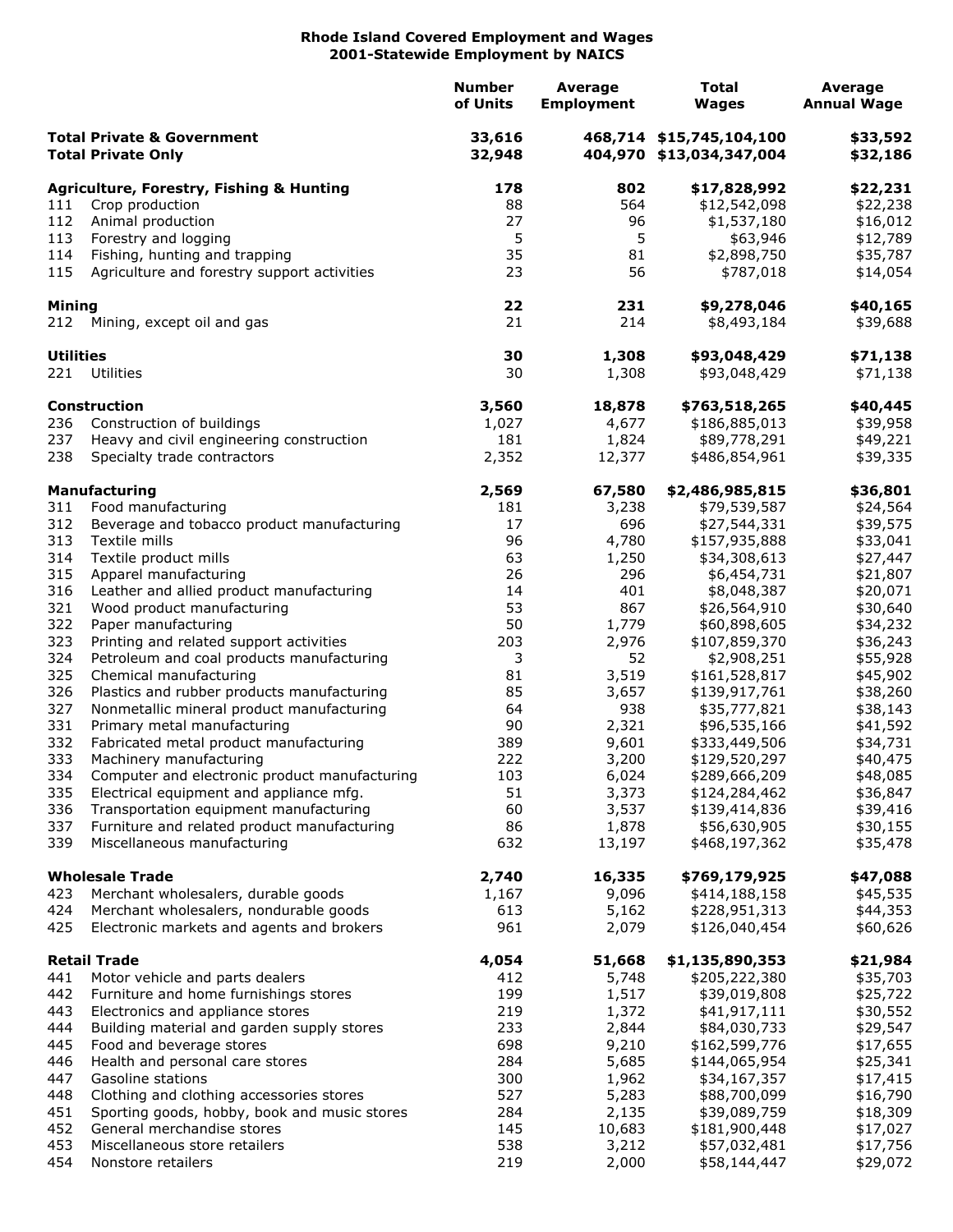**Rhode Island Covered Employment and Wages**
**2001-Statewide Employment by NAICS**

| | | Number of Units | Average Employment | Total Wages | Average Annual Wage |
|---|---|---|---|---|---|
| **Total Private & Government** | | **33,616** | **468,714** | **$15,745,104,100** | **$33,592** |
| **Total Private Only** | | **32,948** | **404,970** | **$13,034,347,004** | **$32,186** |
| | | | | | |
| **Agriculture, Forestry, Fishing & Hunting** | | **178** | **802** | **$17,828,992** | **$22,231** |
| 111 | Crop production | 88 | 564 | $12,542,098 | $22,238 |
| 112 | Animal production | 27 | 96 | $1,537,180 | $16,012 |
| 113 | Forestry and logging | 5 | 5 | $63,946 | $12,789 |
| 114 | Fishing, hunting and trapping | 35 | 81 | $2,898,750 | $35,787 |
| 115 | Agriculture and forestry support activities | 23 | 56 | $787,018 | $14,054 |
| | | | | | |
| **Mining** | | **22** | **231** | **$9,278,046** | **$40,165** |
| 212 | Mining, except oil and gas | 21 | 214 | $8,493,184 | $39,688 |
| | | | | | |
| **Utilities** | | **30** | **1,308** | **$93,048,429** | **$71,138** |
| 221 | Utilities | 30 | 1,308 | $93,048,429 | $71,138 |
| | | | | | |
| **Construction** | | **3,560** | **18,878** | **$763,518,265** | **$40,445** |
| 236 | Construction of buildings | 1,027 | 4,677 | $186,885,013 | $39,958 |
| 237 | Heavy and civil engineering construction | 181 | 1,824 | $89,778,291 | $49,221 |
| 238 | Specialty trade contractors | 2,352 | 12,377 | $486,854,961 | $39,335 |
| | | | | | |
| **Manufacturing** | | **2,569** | **67,580** | **$2,486,985,815** | **$36,801** |
| 311 | Food manufacturing | 181 | 3,238 | $79,539,587 | $24,564 |
| 312 | Beverage and tobacco product manufacturing | 17 | 696 | $27,544,331 | $39,575 |
| 313 | Textile mills | 96 | 4,780 | $157,935,888 | $33,041 |
| 314 | Textile product mills | 63 | 1,250 | $34,308,613 | $27,447 |
| 315 | Apparel manufacturing | 26 | 296 | $6,454,731 | $21,807 |
| 316 | Leather and allied product manufacturing | 14 | 401 | $8,048,387 | $20,071 |
| 321 | Wood product manufacturing | 53 | 867 | $26,564,910 | $30,640 |
| 322 | Paper manufacturing | 50 | 1,779 | $60,898,605 | $34,232 |
| 323 | Printing and related support activities | 203 | 2,976 | $107,859,370 | $36,243 |
| 324 | Petroleum and coal products manufacturing | 3 | 52 | $2,908,251 | $55,928 |
| 325 | Chemical manufacturing | 81 | 3,519 | $161,528,817 | $45,902 |
| 326 | Plastics and rubber products manufacturing | 85 | 3,657 | $139,917,761 | $38,260 |
| 327 | Nonmetallic mineral product manufacturing | 64 | 938 | $35,777,821 | $38,143 |
| 331 | Primary metal manufacturing | 90 | 2,321 | $96,535,166 | $41,592 |
| 332 | Fabricated metal product manufacturing | 389 | 9,601 | $333,449,506 | $34,731 |
| 333 | Machinery manufacturing | 222 | 3,200 | $129,520,297 | $40,475 |
| 334 | Computer and electronic product manufacturing | 103 | 6,024 | $289,666,209 | $48,085 |
| 335 | Electrical equipment and appliance mfg. | 51 | 3,373 | $124,284,462 | $36,847 |
| 336 | Transportation equipment manufacturing | 60 | 3,537 | $139,414,836 | $39,416 |
| 337 | Furniture and related product manufacturing | 86 | 1,878 | $56,630,905 | $30,155 |
| 339 | Miscellaneous manufacturing | 632 | 13,197 | $468,197,362 | $35,478 |
| | | | | | |
| **Wholesale Trade** | | **2,740** | **16,335** | **$769,179,925** | **$47,088** |
| 423 | Merchant wholesalers, durable goods | 1,167 | 9,096 | $414,188,158 | $45,535 |
| 424 | Merchant wholesalers, nondurable goods | 613 | 5,162 | $228,951,313 | $44,353 |
| 425 | Electronic markets and agents and brokers | 961 | 2,079 | $126,040,454 | $60,626 |
| | | | | | |
| **Retail Trade** | | **4,054** | **51,668** | **$1,135,890,353** | **$21,984** |
| 441 | Motor vehicle and parts dealers | 412 | 5,748 | $205,222,380 | $35,703 |
| 442 | Furniture and home furnishings stores | 199 | 1,517 | $39,019,808 | $25,722 |
| 443 | Electronics and appliance stores | 219 | 1,372 | $41,917,111 | $30,552 |
| 444 | Building material and garden supply stores | 233 | 2,844 | $84,030,733 | $29,547 |
| 445 | Food and beverage stores | 698 | 9,210 | $162,599,776 | $17,655 |
| 446 | Health and personal care stores | 284 | 5,685 | $144,065,954 | $25,341 |
| 447 | Gasoline stations | 300 | 1,962 | $34,167,357 | $17,415 |
| 448 | Clothing and clothing accessories stores | 527 | 5,283 | $88,700,099 | $16,790 |
| 451 | Sporting goods, hobby, book and music stores | 284 | 2,135 | $39,089,759 | $18,309 |
| 452 | General merchandise stores | 145 | 10,683 | $181,900,448 | $17,027 |
| 453 | Miscellaneous store retailers | 538 | 3,212 | $57,032,481 | $17,756 |
| 454 | Nonstore retailers | 219 | 2,000 | $58,144,447 | $29,072 |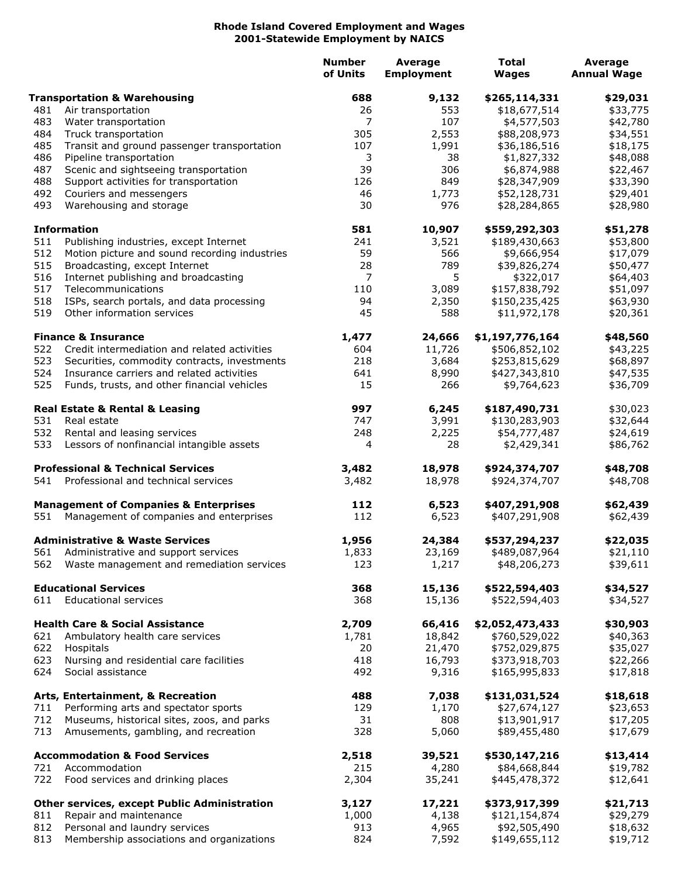**Rhode Island Covered Employment and Wages**
**2001-Statewide Employment by NAICS**

| | | Number of Units | Average Employment | Total Wages | Average Annual Wage |
|---|---|---|---|---|---|
| **Transportation & Warehousing** | | **688** | **9,132** | **$265,114,331** | **$29,031** |
| 481 | Air transportation | 26 | 553 | $18,677,514 | $33,775 |
| 483 | Water transportation | 7 | 107 | $4,577,503 | $42,780 |
| 484 | Truck transportation | 305 | 2,553 | $88,208,973 | $34,551 |
| 485 | Transit and ground passenger transportation | 107 | 1,991 | $36,186,516 | $18,175 |
| 486 | Pipeline transportation | 3 | 38 | $1,827,332 | $48,088 |
| 487 | Scenic and sightseeing transportation | 39 | 306 | $6,874,988 | $22,467 |
| 488 | Support activities for transportation | 126 | 849 | $28,347,909 | $33,390 |
| 492 | Couriers and messengers | 46 | 1,773 | $52,128,731 | $29,401 |
| 493 | Warehousing and storage | 30 | 976 | $28,284,865 | $28,980 |
| **Information** | | **581** | **10,907** | **$559,292,303** | **$51,278** |
| 511 | Publishing industries, except Internet | 241 | 3,521 | $189,430,663 | $53,800 |
| 512 | Motion picture and sound recording industries | 59 | 566 | $9,666,954 | $17,079 |
| 515 | Broadcasting, except Internet | 28 | 789 | $39,826,274 | $50,477 |
| 516 | Internet publishing and broadcasting | 7 | 5 | $322,017 | $64,403 |
| 517 | Telecommunications | 110 | 3,089 | $157,838,792 | $51,097 |
| 518 | ISPs, search portals, and data processing | 94 | 2,350 | $150,235,425 | $63,930 |
| 519 | Other information services | 45 | 588 | $11,972,178 | $20,361 |
| **Finance & Insurance** | | **1,477** | **24,666** | **$1,197,776,164** | **$48,560** |
| 522 | Credit intermediation and related activities | 604 | 11,726 | $506,852,102 | $43,225 |
| 523 | Securities, commodity contracts, investments | 218 | 3,684 | $253,815,629 | $68,897 |
| 524 | Insurance carriers and related activities | 641 | 8,990 | $427,343,810 | $47,535 |
| 525 | Funds, trusts, and other financial vehicles | 15 | 266 | $9,764,623 | $36,709 |
| **Real Estate & Rental & Leasing** | | **997** | **6,245** | **$187,490,731** | $30,023 |
| 531 | Real estate | 747 | 3,991 | $130,283,903 | $32,644 |
| 532 | Rental and leasing services | 248 | 2,225 | $54,777,487 | $24,619 |
| 533 | Lessors of nonfinancial intangible assets | 4 | 28 | $2,429,341 | $86,762 |
| **Professional & Technical Services** | | **3,482** | **18,978** | **$924,374,707** | **$48,708** |
| 541 | Professional and technical services | 3,482 | 18,978 | $924,374,707 | $48,708 |
| **Management of Companies & Enterprises** | | **112** | **6,523** | **$407,291,908** | **$62,439** |
| 551 | Management of companies and enterprises | 112 | 6,523 | $407,291,908 | $62,439 |
| **Administrative & Waste Services** | | **1,956** | **24,384** | **$537,294,237** | **$22,035** |
| 561 | Administrative and support services | 1,833 | 23,169 | $489,087,964 | $21,110 |
| 562 | Waste management and remediation services | 123 | 1,217 | $48,206,273 | $39,611 |
| **Educational Services** | | **368** | **15,136** | **$522,594,403** | **$34,527** |
| 611 | Educational services | 368 | 15,136 | $522,594,403 | $34,527 |
| **Health Care & Social Assistance** | | **2,709** | **66,416** | **$2,052,473,433** | **$30,903** |
| 621 | Ambulatory health care services | 1,781 | 18,842 | $760,529,022 | $40,363 |
| 622 | Hospitals | 20 | 21,470 | $752,029,875 | $35,027 |
| 623 | Nursing and residential care facilities | 418 | 16,793 | $373,918,703 | $22,266 |
| 624 | Social assistance | 492 | 9,316 | $165,995,833 | $17,818 |
| **Arts, Entertainment, & Recreation** | | **488** | **7,038** | **$131,031,524** | **$18,618** |
| 711 | Performing arts and spectator sports | 129 | 1,170 | $27,674,127 | $23,653 |
| 712 | Museums, historical sites, zoos, and parks | 31 | 808 | $13,901,917 | $17,205 |
| 713 | Amusements, gambling, and recreation | 328 | 5,060 | $89,455,480 | $17,679 |
| **Accommodation & Food Services** | | **2,518** | **39,521** | **$530,147,216** | **$13,414** |
| 721 | Accommodation | 215 | 4,280 | $84,668,844 | $19,782 |
| 722 | Food services and drinking places | 2,304 | 35,241 | $445,478,372 | $12,641 |
| **Other services, except Public Administration** | | **3,127** | **17,221** | **$373,917,399** | **$21,713** |
| 811 | Repair and maintenance | 1,000 | 4,138 | $121,154,874 | $29,279 |
| 812 | Personal and laundry services | 913 | 4,965 | $92,505,490 | $18,632 |
| 813 | Membership associations and organizations | 824 | 7,592 | $149,655,112 | $19,712 |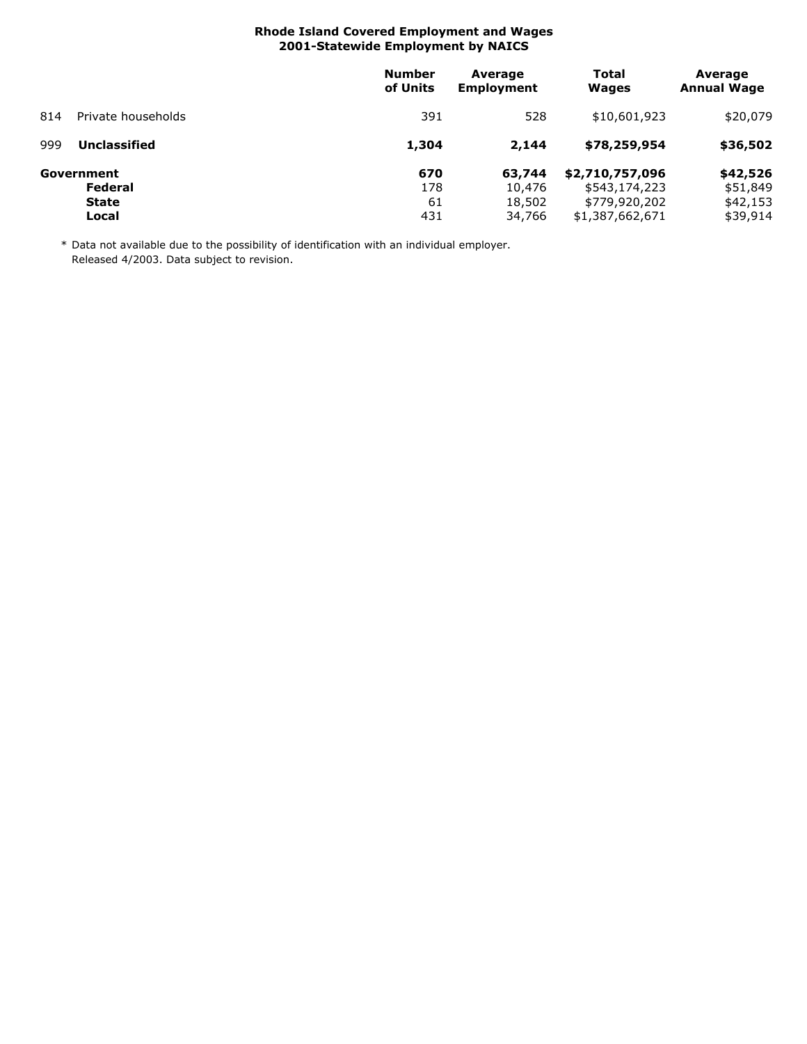**Rhode Island Covered Employment and Wages**
**2001-Statewide Employment by NAICS**

| | | Number of Units | Average Employment | Total Wages | Average Annual Wage |
|---|---|---|---|---|---|
| 814 | Private households | 391 | 528 | $10,601,923 | $20,079 |
| 999 | **Unclassified** | **1,304** | **2,144** | **$78,259,954** | **$36,502** |
| **Government** | | **670** | **63,744** | **$2,710,757,096** | **$42,526** |
| | **Federal** | 178 | 10,476 | $543,174,223 | $51,849 |
| | **State** | 61 | 18,502 | $779,920,202 | $42,153 |
| | **Local** | 431 | 34,766 | $1,387,662,671 | $39,914 |

\* Data not available due to the possibility of identification with an individual employer.
Released 4/2003. Data subject to revision.